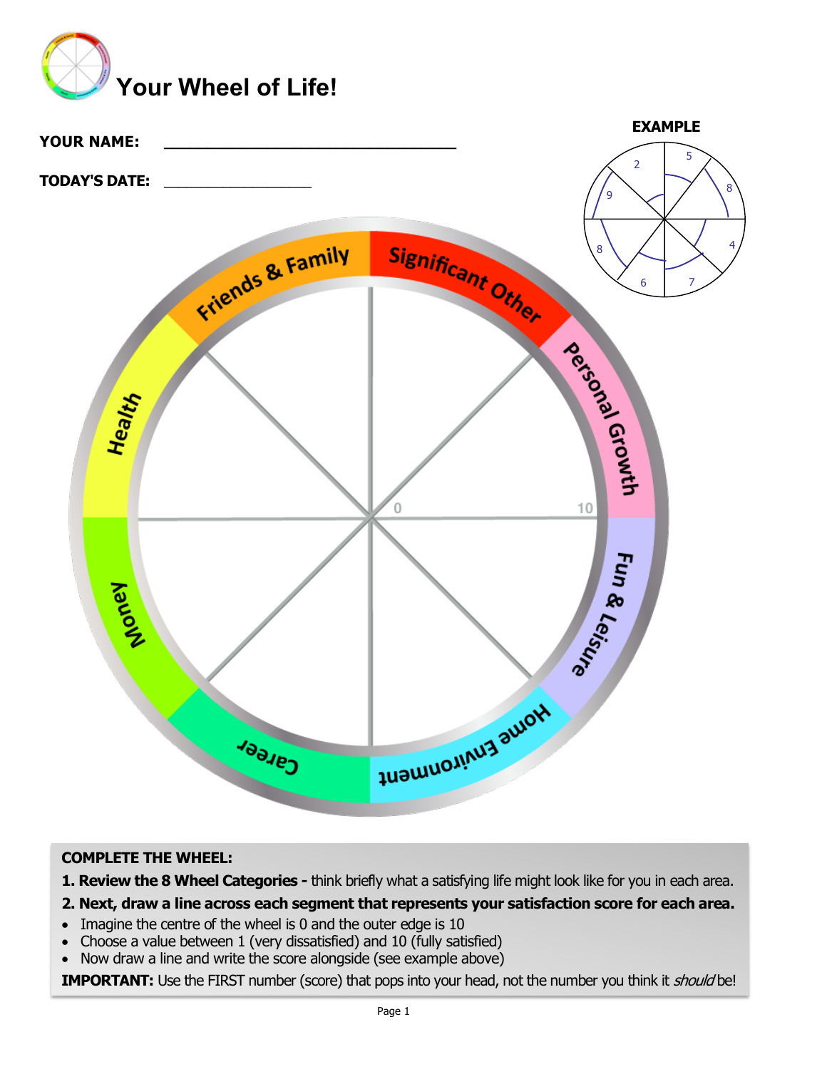# Your Wheel of Life!

**YOUR NAME:** ________________________________

**TODAY'S DATE:** __________________

**EXAMPLE**

Friends & Family
Significant Other
Personal Growth
Fun & Leisure
Home Environment
Career
Money
Health

0
10

**COMPLETE THE WHEEL:**

**1. Review the 8 Wheel Categories -** think briefly what a satisfying life might look like for you in each area.

**2. Next, draw a line across each segment that represents your satisfaction score for each area.**

- Imagine the centre of the wheel is 0 and the outer edge is 10
- Choose a value between 1 (very dissatisfied) and 10 (fully satisfied)
- Now draw a line and write the score alongside (see example above)

**IMPORTANT:** Use the FIRST number (score) that pops into your head, not the number you think it *should* be!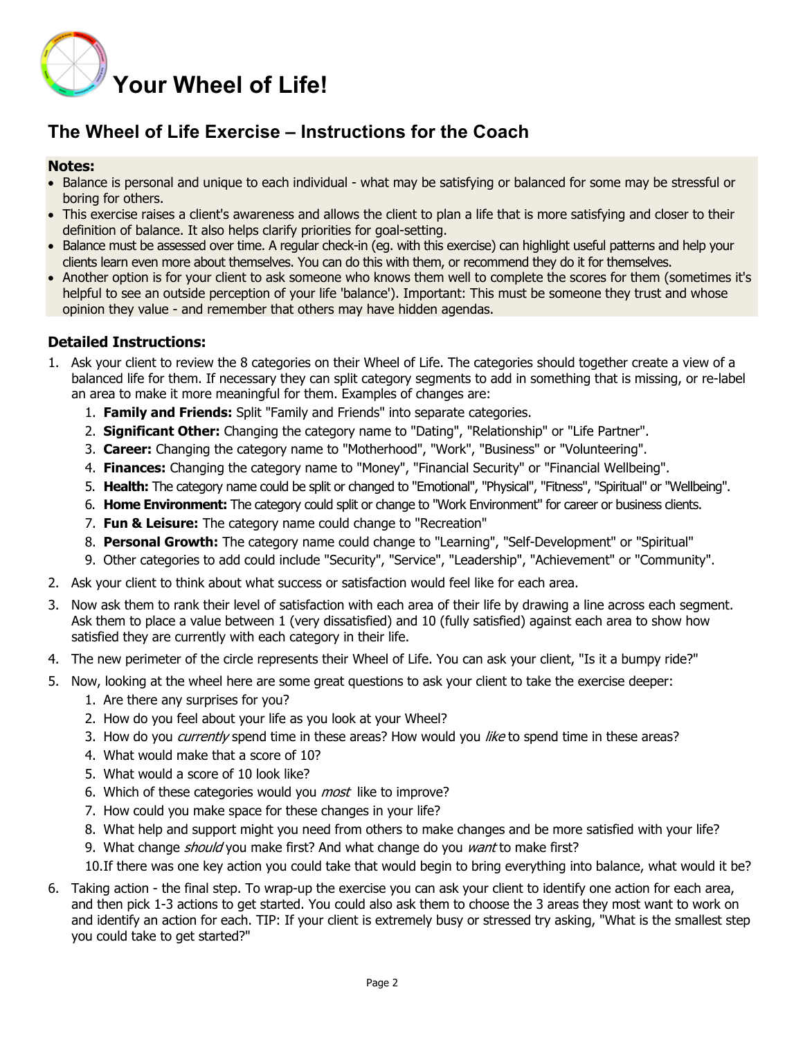# Your Wheel of Life!

## The Wheel of Life Exercise – Instructions for the Coach

**Notes:**

- Balance is personal and unique to each individual - what may be satisfying or balanced for some may be stressful or boring for others.
- This exercise raises a client's awareness and allows the client to plan a life that is more satisfying and closer to their definition of balance. It also helps clarify priorities for goal-setting.
- Balance must be assessed over time. A regular check-in (eg. with this exercise) can highlight useful patterns and help your clients learn even more about themselves. You can do this with them, or recommend they do it for themselves.
- Another option is for your client to ask someone who knows them well to complete the scores for them (sometimes it's helpful to see an outside perception of your life 'balance'). Important: This must be someone they trust and whose opinion they value - and remember that others may have hidden agendas.

### Detailed Instructions:

1. Ask your client to review the 8 categories on their Wheel of Life. The categories should together create a view of a balanced life for them. If necessary they can split category segments to add in something that is missing, or re-label an area to make it more meaningful for them. Examples of changes are:
   1. **Family and Friends:** Split "Family and Friends" into separate categories.
   2. **Significant Other:** Changing the category name to "Dating", "Relationship" or "Life Partner".
   3. **Career:** Changing the category name to "Motherhood", "Work", "Business" or "Volunteering".
   4. **Finances:** Changing the category name to "Money", "Financial Security" or "Financial Wellbeing".
   5. **Health:** The category name could be split or changed to "Emotional", "Physical", "Fitness", "Spiritual" or "Wellbeing".
   6. **Home Environment:** The category could split or change to "Work Environment" for career or business clients.
   7. **Fun & Leisure:** The category name could change to "Recreation"
   8. **Personal Growth:** The category name could change to "Learning", "Self-Development" or "Spiritual"
   9. Other categories to add could include "Security", "Service", "Leadership", "Achievement" or "Community".
2. Ask your client to think about what success or satisfaction would feel like for each area.
3. Now ask them to rank their level of satisfaction with each area of their life by drawing a line across each segment. Ask them to place a value between 1 (very dissatisfied) and 10 (fully satisfied) against each area to show how satisfied they are currently with each category in their life.
4. The new perimeter of the circle represents their Wheel of Life. You can ask your client, "Is it a bumpy ride?"
5. Now, looking at the wheel here are some great questions to ask your client to take the exercise deeper:
   1. Are there any surprises for you?
   2. How do you feel about your life as you look at your Wheel?
   3. How do you *currently* spend time in these areas? How would you *like* to spend time in these areas?
   4. What would make that a score of 10?
   5. What would a score of 10 look like?
   6. Which of these categories would you *most* like to improve?
   7. How could you make space for these changes in your life?
   8. What help and support might you need from others to make changes and be more satisfied with your life?
   9. What change *should* you make first? And what change do you *want* to make first?
   10. If there was one key action you could take that would begin to bring everything into balance, what would it be?
6. Taking action - the final step. To wrap-up the exercise you can ask your client to identify one action for each area, and then pick 1-3 actions to get started. You could also ask them to choose the 3 areas they most want to work on and identify an action for each. TIP: If your client is extremely busy or stressed try asking, "What is the smallest step you could take to get started?"